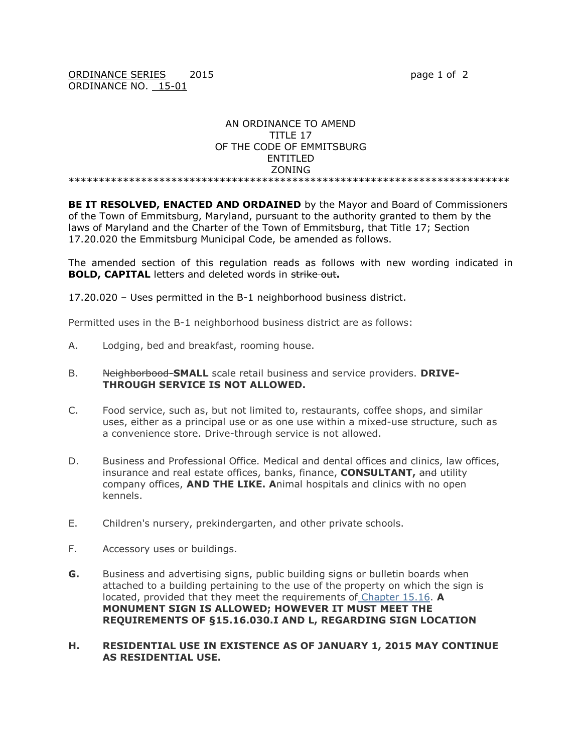ORDINANCE SERIES 2015
ORDINANCE NO. 15-01

AN ORDINANCE TO AMEND
TITLE 17
OF THE CODE OF EMMITSBURG
ENTITLED
ZONING

\*\*\*\*\*\*\*\*\*\*\*\*\*\*\*\*\*\*\*\*\*\*\*\*\*\*\*\*\*\*\*\*\*\*\*\*\*\*\*\*\*\*\*\*\*\*\*\*\*\*\*\*\*\*\*\*\*\*\*\*\*\*\*\*\*\*\*\*\*\*\*\*\*\*

**BE IT RESOLVED, ENACTED AND ORDAINED** by the Mayor and Board of Commissioners of the Town of Emmitsburg, Maryland, pursuant to the authority granted to them by the laws of Maryland and the Charter of the Town of Emmitsburg, that Title 17; Section 17.20.020 the Emmitsburg Municipal Code, be amended as follows.

The amended section of this regulation reads as follows with new wording indicated in **BOLD, CAPITAL** letters and deleted words in ~~strike out~~**.**

17.20.020 – Uses permitted in the B-1 neighborhood business district.

Permitted uses in the B-1 neighborhood business district are as follows:

A. Lodging, bed and breakfast, rooming house.

B. ~~Neighborbood~~ **SMALL** scale retail business and service providers. **DRIVE-THROUGH SERVICE IS NOT ALLOWED.**

C. Food service, such as, but not limited to, restaurants, coffee shops, and similar uses, either as a principal use or as one use within a mixed-use structure, such as a convenience store. Drive-through service is not allowed.

D. Business and Professional Office. Medical and dental offices and clinics, law offices, insurance and real estate offices, banks, finance, **CONSULTANT,** ~~and~~ utility company offices, **AND THE LIKE. A**nimal hospitals and clinics with no open kennels.

E. Children's nursery, prekindergarten, and other private schools.

F. Accessory uses or buildings.

**G.** Business and advertising signs, public building signs or bulletin boards when attached to a building pertaining to the use of the property on which the sign is located, provided that they meet the requirements of Chapter 15.16. **A MONUMENT SIGN IS ALLOWED; HOWEVER IT MUST MEET THE REQUIREMENTS OF §15.16.030.I AND L, REGARDING SIGN LOCATION**

**H. RESIDENTIAL USE IN EXISTENCE AS OF JANUARY 1, 2015 MAY CONTINUE AS RESIDENTIAL USE.**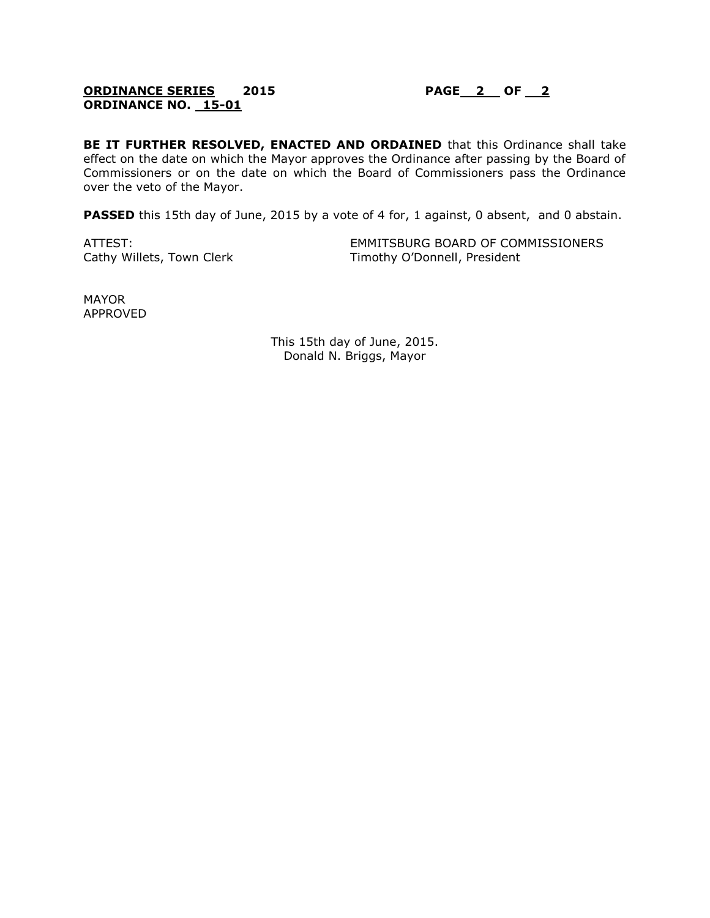**ORDINANCE SERIES 2015**
**ORDINANCE NO. 15-01**

**BE IT FURTHER RESOLVED, ENACTED AND ORDAINED** that this Ordinance shall take effect on the date on which the Mayor approves the Ordinance after passing by the Board of Commissioners or on the date on which the Board of Commissioners pass the Ordinance over the veto of the Mayor.

**PASSED** this 15th day of June, 2015 by a vote of 4 for, 1 against, 0 absent, and 0 abstain.

ATTEST:
Cathy Willets, Town Clerk

EMMITSBURG BOARD OF COMMISSIONERS
Timothy O'Donnell, President

MAYOR
APPROVED

This 15th day of June, 2015.
Donald N. Briggs, Mayor